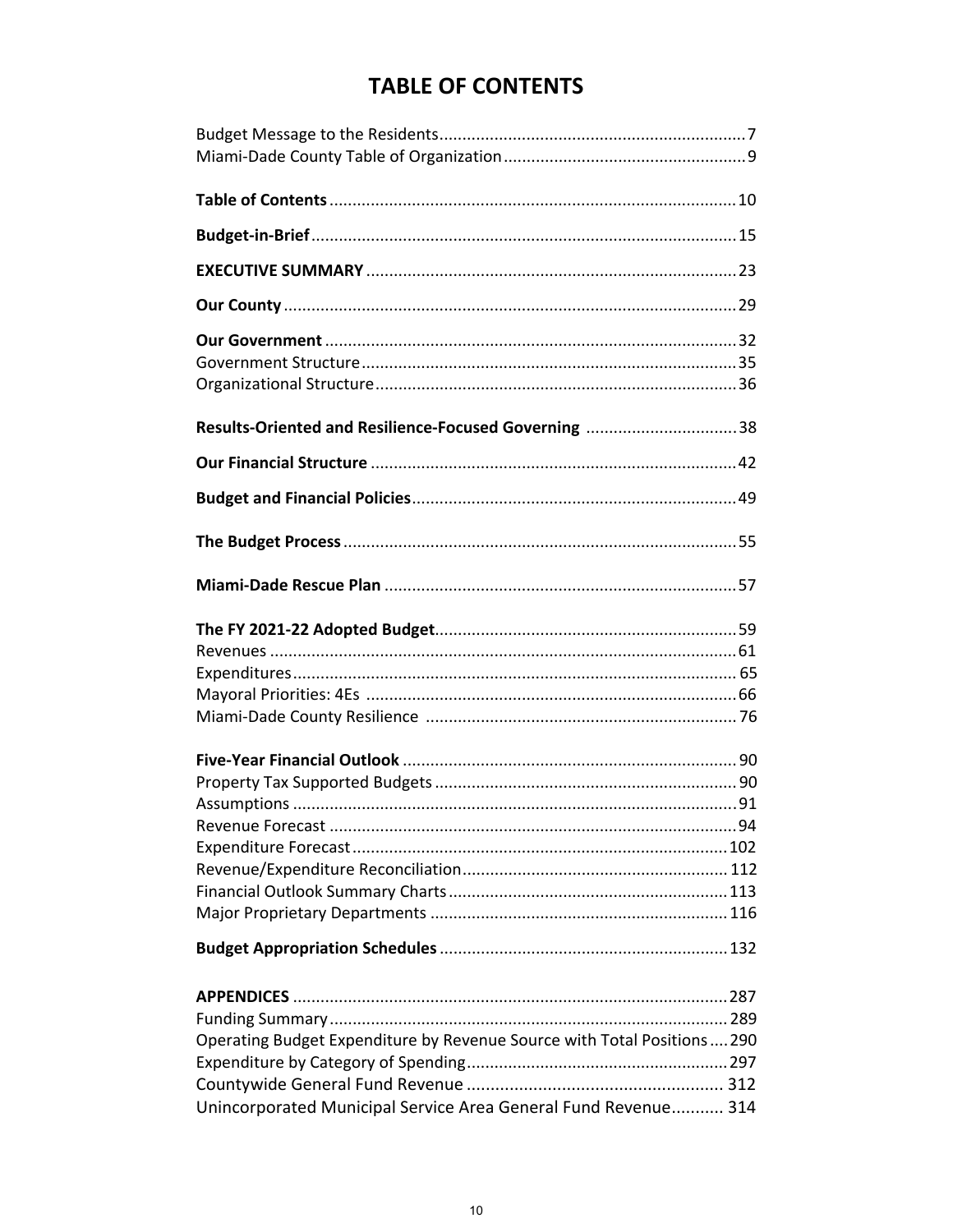# TABLE OF CONTENTS

Budget Message to the Residents....7
Miami-Dade County Table of Organization....9

**Table of Contents**....10

**Budget-in-Brief**....15

**EXECUTIVE SUMMARY**....23

**Our County**....29

**Our Government**....32
Government Structure....35
Organizational Structure....36

**Results-Oriented and Resilience-Focused Governing**....38

**Our Financial Structure**....42

**Budget and Financial Policies**....49

**The Budget Process**....55

**Miami-Dade Rescue Plan**....57

**The FY 2021-22 Adopted Budget**....59
Revenues....61
Expenditures....65
Mayoral Priorities: 4Es....66
Miami-Dade County Resilience....76

**Five-Year Financial Outlook**....90
Property Tax Supported Budgets....90
Assumptions....91
Revenue Forecast....94
Expenditure Forecast....102
Revenue/Expenditure Reconciliation....112
Financial Outlook Summary Charts....113
Major Proprietary Departments....116

**Budget Appropriation Schedules**....132

**APPENDICES**....287
Funding Summary....289
Operating Budget Expenditure by Revenue Source with Total Positions....290
Expenditure by Category of Spending....297
Countywide General Fund Revenue....312
Unincorporated Municipal Service Area General Fund Revenue....314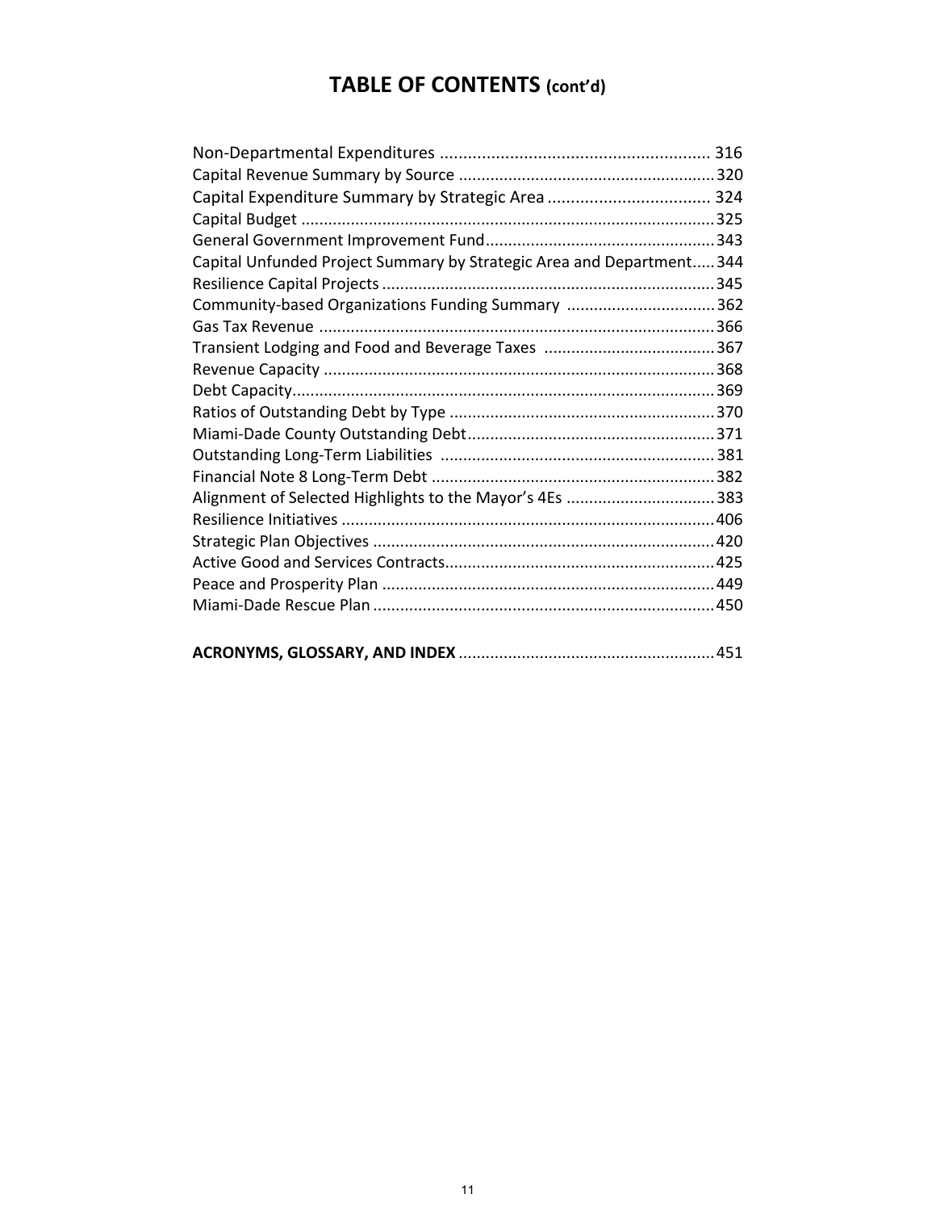# TABLE OF CONTENTS (cont'd)

| | |
|---|---|
| Non-Departmental Expenditures | 316 |
| Capital Revenue Summary by Source | 320 |
| Capital Expenditure Summary by Strategic Area | 324 |
| Capital Budget | 325 |
| General Government Improvement Fund | 343 |
| Capital Unfunded Project Summary by Strategic Area and Department | 344 |
| Resilience Capital Projects | 345 |
| Community-based Organizations Funding Summary | 362 |
| Gas Tax Revenue | 366 |
| Transient Lodging and Food and Beverage Taxes | 367 |
| Revenue Capacity | 368 |
| Debt Capacity | 369 |
| Ratios of Outstanding Debt by Type | 370 |
| Miami-Dade County Outstanding Debt | 371 |
| Outstanding Long-Term Liabilities | 381 |
| Financial Note 8 Long-Term Debt | 382 |
| Alignment of Selected Highlights to the Mayor's 4Es | 383 |
| Resilience Initiatives | 406 |
| Strategic Plan Objectives | 420 |
| Active Good and Services Contracts | 425 |
| Peace and Prosperity Plan | 449 |
| Miami-Dade Rescue Plan | 450 |
| **ACRONYMS, GLOSSARY, AND INDEX** | 451 |